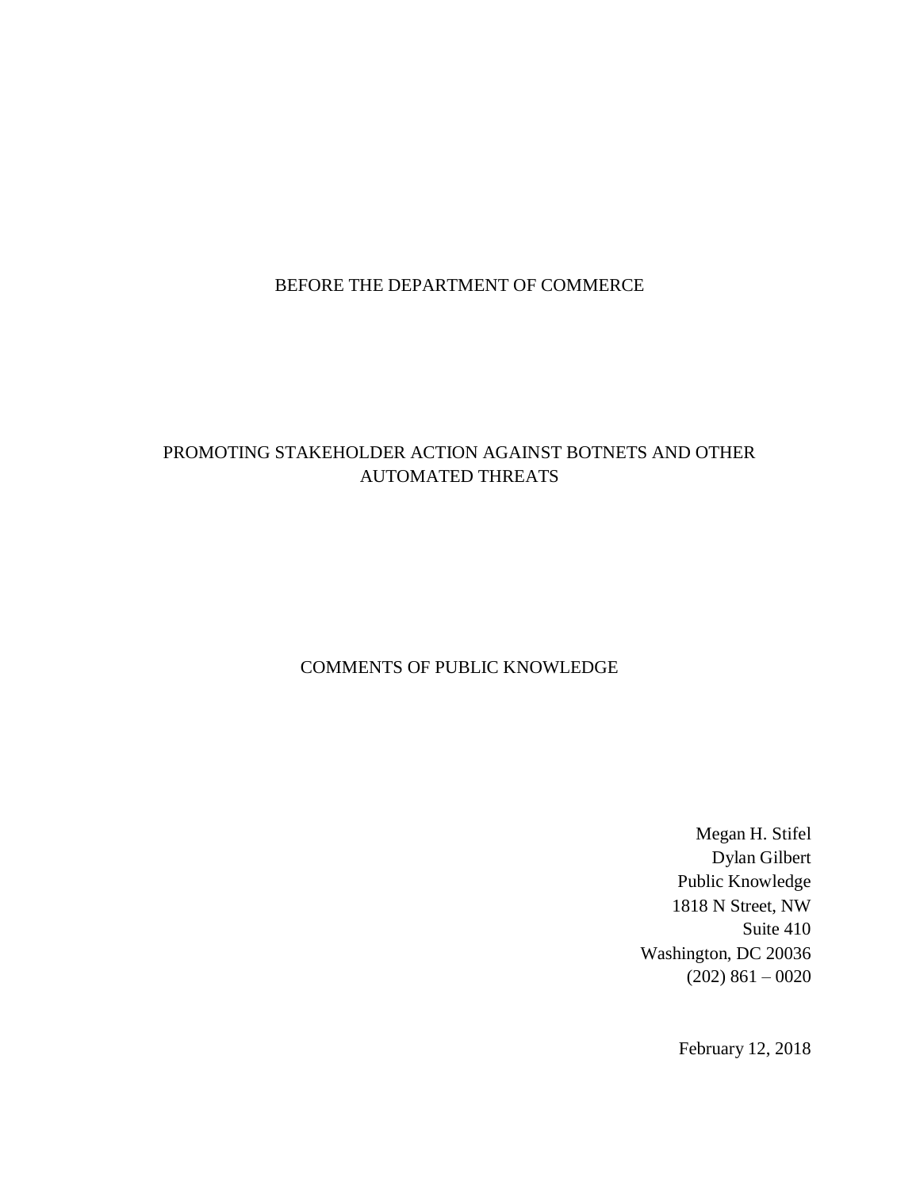BEFORE THE DEPARTMENT OF COMMERCE

PROMOTING STAKEHOLDER ACTION AGAINST BOTNETS AND OTHER AUTOMATED THREATS

COMMENTS OF PUBLIC KNOWLEDGE

Megan H. Stifel
Dylan Gilbert
Public Knowledge
1818 N Street, NW
Suite 410
Washington, DC 20036
(202) 861 – 0020

February 12, 2018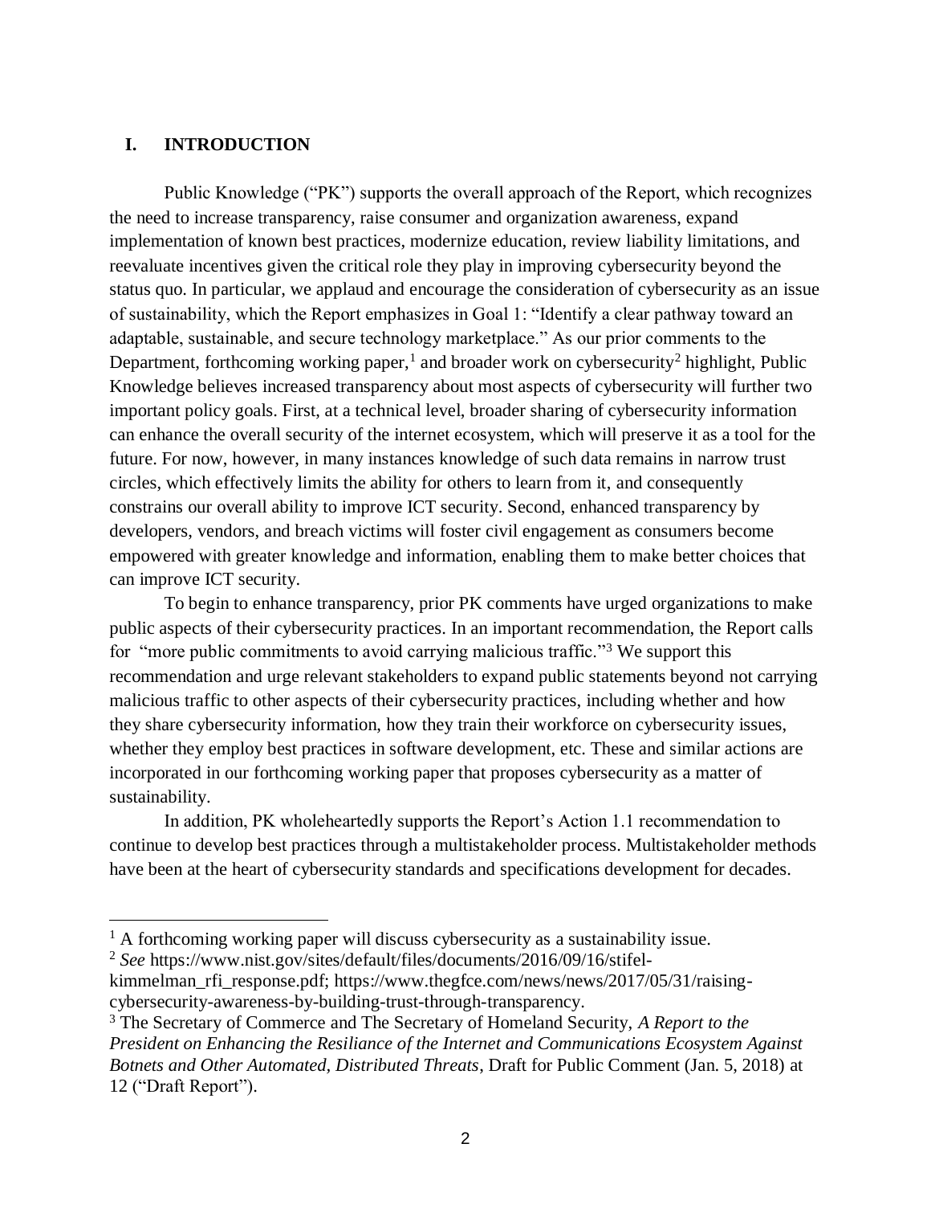## I. INTRODUCTION

Public Knowledge ("PK") supports the overall approach of the Report, which recognizes the need to increase transparency, raise consumer and organization awareness, expand implementation of known best practices, modernize education, review liability limitations, and reevaluate incentives given the critical role they play in improving cybersecurity beyond the status quo. In particular, we applaud and encourage the consideration of cybersecurity as an issue of sustainability, which the Report emphasizes in Goal 1: "Identify a clear pathway toward an adaptable, sustainable, and secure technology marketplace." As our prior comments to the Department, forthcoming working paper,[1] and broader work on cybersecurity[2] highlight, Public Knowledge believes increased transparency about most aspects of cybersecurity will further two important policy goals. First, at a technical level, broader sharing of cybersecurity information can enhance the overall security of the internet ecosystem, which will preserve it as a tool for the future. For now, however, in many instances knowledge of such data remains in narrow trust circles, which effectively limits the ability for others to learn from it, and consequently constrains our overall ability to improve ICT security. Second, enhanced transparency by developers, vendors, and breach victims will foster civil engagement as consumers become empowered with greater knowledge and information, enabling them to make better choices that can improve ICT security.

To begin to enhance transparency, prior PK comments have urged organizations to make public aspects of their cybersecurity practices. In an important recommendation, the Report calls for "more public commitments to avoid carrying malicious traffic."[3] We support this recommendation and urge relevant stakeholders to expand public statements beyond not carrying malicious traffic to other aspects of their cybersecurity practices, including whether and how they share cybersecurity information, how they train their workforce on cybersecurity issues, whether they employ best practices in software development, etc. These and similar actions are incorporated in our forthcoming working paper that proposes cybersecurity as a matter of sustainability.

In addition, PK wholeheartedly supports the Report's Action 1.1 recommendation to continue to develop best practices through a multistakeholder process. Multistakeholder methods have been at the heart of cybersecurity standards and specifications development for decades.

---

[1] A forthcoming working paper will discuss cybersecurity as a sustainability issue.

[2] *See* https://www.nist.gov/sites/default/files/documents/2016/09/16/stifel-kimmelman_rfi_response.pdf; https://www.thegfce.com/news/news/2017/05/31/raising-cybersecurity-awareness-by-building-trust-through-transparency.

[3] The Secretary of Commerce and The Secretary of Homeland Security, *A Report to the President on Enhancing the Resiliance of the Internet and Communications Ecosystem Against Botnets and Other Automated, Distributed Threats*, Draft for Public Comment (Jan. 5, 2018) at 12 ("Draft Report").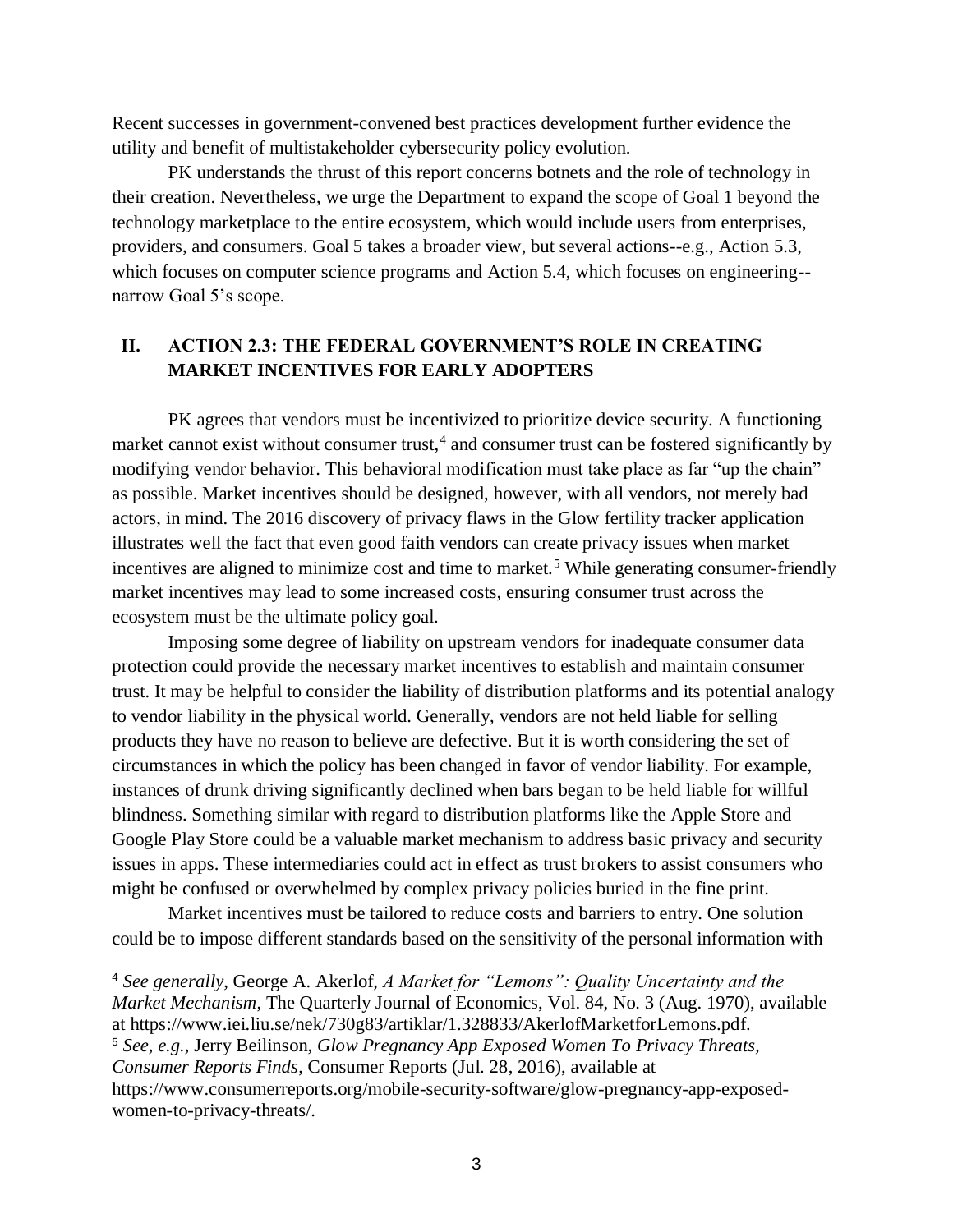Recent successes in government-convened best practices development further evidence the utility and benefit of multistakeholder cybersecurity policy evolution.

PK understands the thrust of this report concerns botnets and the role of technology in their creation. Nevertheless, we urge the Department to expand the scope of Goal 1 beyond the technology marketplace to the entire ecosystem, which would include users from enterprises, providers, and consumers. Goal 5 takes a broader view, but several actions--e.g., Action 5.3, which focuses on computer science programs and Action 5.4, which focuses on engineering--narrow Goal 5's scope.

## II. ACTION 2.3: THE FEDERAL GOVERNMENT'S ROLE IN CREATING MARKET INCENTIVES FOR EARLY ADOPTERS

PK agrees that vendors must be incentivized to prioritize device security. A functioning market cannot exist without consumer trust,[4] and consumer trust can be fostered significantly by modifying vendor behavior. This behavioral modification must take place as far "up the chain" as possible. Market incentives should be designed, however, with all vendors, not merely bad actors, in mind. The 2016 discovery of privacy flaws in the Glow fertility tracker application illustrates well the fact that even good faith vendors can create privacy issues when market incentives are aligned to minimize cost and time to market.[5] While generating consumer-friendly market incentives may lead to some increased costs, ensuring consumer trust across the ecosystem must be the ultimate policy goal.

Imposing some degree of liability on upstream vendors for inadequate consumer data protection could provide the necessary market incentives to establish and maintain consumer trust. It may be helpful to consider the liability of distribution platforms and its potential analogy to vendor liability in the physical world. Generally, vendors are not held liable for selling products they have no reason to believe are defective. But it is worth considering the set of circumstances in which the policy has been changed in favor of vendor liability. For example, instances of drunk driving significantly declined when bars began to be held liable for willful blindness. Something similar with regard to distribution platforms like the Apple Store and Google Play Store could be a valuable market mechanism to address basic privacy and security issues in apps. These intermediaries could act in effect as trust brokers to assist consumers who might be confused or overwhelmed by complex privacy policies buried in the fine print.

Market incentives must be tailored to reduce costs and barriers to entry. One solution could be to impose different standards based on the sensitivity of the personal information with

---

[4] *See generally*, George A. Akerlof, *A Market for "Lemons": Quality Uncertainty and the Market Mechanism*, The Quarterly Journal of Economics, Vol. 84, No. 3 (Aug. 1970), available at https://www.iei.liu.se/nek/730g83/artiklar/1.328833/AkerlofMarketforLemons.pdf.

[5] *See, e.g.*, Jerry Beilinson, *Glow Pregnancy App Exposed Women To Privacy Threats, Consumer Reports Finds*, Consumer Reports (Jul. 28, 2016), available at https://www.consumerreports.org/mobile-security-software/glow-pregnancy-app-exposed-women-to-privacy-threats/.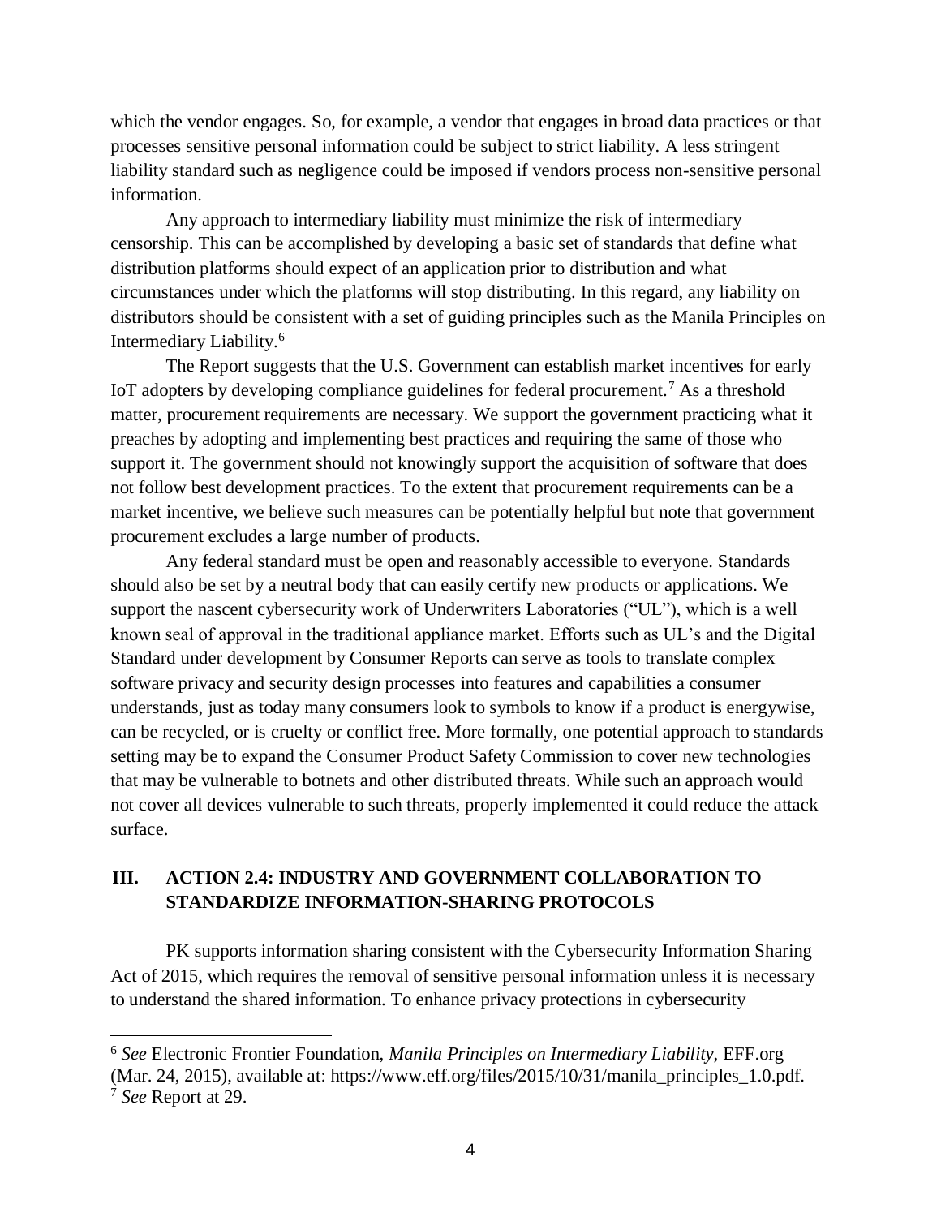which the vendor engages. So, for example, a vendor that engages in broad data practices or that processes sensitive personal information could be subject to strict liability. A less stringent liability standard such as negligence could be imposed if vendors process non-sensitive personal information.

Any approach to intermediary liability must minimize the risk of intermediary censorship. This can be accomplished by developing a basic set of standards that define what distribution platforms should expect of an application prior to distribution and what circumstances under which the platforms will stop distributing. In this regard, any liability on distributors should be consistent with a set of guiding principles such as the Manila Principles on Intermediary Liability.[6]

The Report suggests that the U.S. Government can establish market incentives for early IoT adopters by developing compliance guidelines for federal procurement.[7] As a threshold matter, procurement requirements are necessary. We support the government practicing what it preaches by adopting and implementing best practices and requiring the same of those who support it. The government should not knowingly support the acquisition of software that does not follow best development practices. To the extent that procurement requirements can be a market incentive, we believe such measures can be potentially helpful but note that government procurement excludes a large number of products.

Any federal standard must be open and reasonably accessible to everyone. Standards should also be set by a neutral body that can easily certify new products or applications. We support the nascent cybersecurity work of Underwriters Laboratories ("UL"), which is a well known seal of approval in the traditional appliance market. Efforts such as UL's and the Digital Standard under development by Consumer Reports can serve as tools to translate complex software privacy and security design processes into features and capabilities a consumer understands, just as today many consumers look to symbols to know if a product is energywise, can be recycled, or is cruelty or conflict free. More formally, one potential approach to standards setting may be to expand the Consumer Product Safety Commission to cover new technologies that may be vulnerable to botnets and other distributed threats. While such an approach would not cover all devices vulnerable to such threats, properly implemented it could reduce the attack surface.

## III. ACTION 2.4: INDUSTRY AND GOVERNMENT COLLABORATION TO STANDARDIZE INFORMATION-SHARING PROTOCOLS

PK supports information sharing consistent with the Cybersecurity Information Sharing Act of 2015, which requires the removal of sensitive personal information unless it is necessary to understand the shared information. To enhance privacy protections in cybersecurity

---

[6] *See* Electronic Frontier Foundation, *Manila Principles on Intermediary Liability*, EFF.org (Mar. 24, 2015), available at: https://www.eff.org/files/2015/10/31/manila_principles_1.0.pdf.

[7] *See* Report at 29.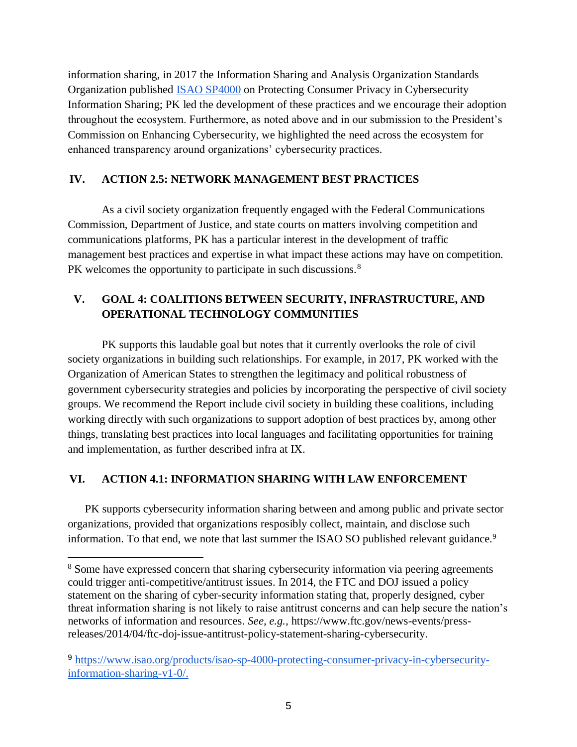information sharing, in 2017 the Information Sharing and Analysis Organization Standards Organization published [ISAO SP4000](https://www.isao.org/products/isao-sp-4000-protecting-consumer-privacy-in-cybersecurity-information-sharing-v1-0/) on Protecting Consumer Privacy in Cybersecurity Information Sharing; PK led the development of these practices and we encourage their adoption throughout the ecosystem. Furthermore, as noted above and in our submission to the President's Commission on Enhancing Cybersecurity, we highlighted the need across the ecosystem for enhanced transparency around organizations' cybersecurity practices.

## IV. ACTION 2.5: NETWORK MANAGEMENT BEST PRACTICES

As a civil society organization frequently engaged with the Federal Communications Commission, Department of Justice, and state courts on matters involving competition and communications platforms, PK has a particular interest in the development of traffic management best practices and expertise in what impact these actions may have on competition. PK welcomes the opportunity to participate in such discussions.[8]

## V. GOAL 4: COALITIONS BETWEEN SECURITY, INFRASTRUCTURE, AND OPERATIONAL TECHNOLOGY COMMUNITIES

PK supports this laudable goal but notes that it currently overlooks the role of civil society organizations in building such relationships. For example, in 2017, PK worked with the Organization of American States to strengthen the legitimacy and political robustness of government cybersecurity strategies and policies by incorporating the perspective of civil society groups. We recommend the Report include civil society in building these coalitions, including working directly with such organizations to support adoption of best practices by, among other things, translating best practices into local languages and facilitating opportunities for training and implementation, as further described infra at IX.

## VI. ACTION 4.1: INFORMATION SHARING WITH LAW ENFORCEMENT

PK supports cybersecurity information sharing between and among public and private sector organizations, provided that organizations resposibly collect, maintain, and disclose such information. To that end, we note that last summer the ISAO SO published relevant guidance.[9]

---

[8] Some have expressed concern that sharing cybersecurity information via peering agreements could trigger anti-competitive/antitrust issues. In 2014, the FTC and DOJ issued a policy statement on the sharing of cyber-security information stating that, properly designed, cyber threat information sharing is not likely to raise antitrust concerns and can help secure the nation's networks of information and resources. *See, e.g.*, https://www.ftc.gov/news-events/press-releases/2014/04/ftc-doj-issue-antitrust-policy-statement-sharing-cybersecurity.

[9] [https://www.isao.org/products/isao-sp-4000-protecting-consumer-privacy-in-cybersecurity-information-sharing-v1-0/.](https://www.isao.org/products/isao-sp-4000-protecting-consumer-privacy-in-cybersecurity-information-sharing-v1-0/)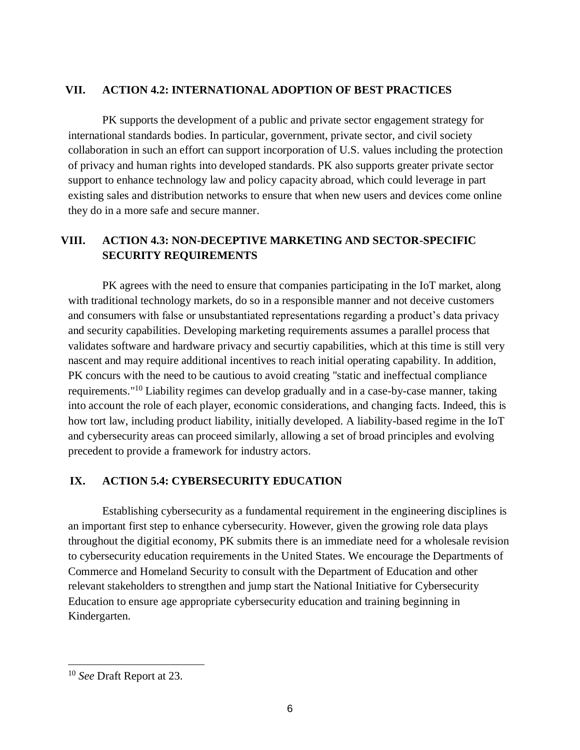## VII. ACTION 4.2: INTERNATIONAL ADOPTION OF BEST PRACTICES

PK supports the development of a public and private sector engagement strategy for international standards bodies. In particular, government, private sector, and civil society collaboration in such an effort can support incorporation of U.S. values including the protection of privacy and human rights into developed standards. PK also supports greater private sector support to enhance technology law and policy capacity abroad, which could leverage in part existing sales and distribution networks to ensure that when new users and devices come online they do in a more safe and secure manner.

## VIII. ACTION 4.3: NON-DECEPTIVE MARKETING AND SECTOR-SPECIFIC SECURITY REQUIREMENTS

PK agrees with the need to ensure that companies participating in the IoT market, along with traditional technology markets, do so in a responsible manner and not deceive customers and consumers with false or unsubstantiated representations regarding a product's data privacy and security capabilities. Developing marketing requirements assumes a parallel process that validates software and hardware privacy and securtiy capabilities, which at this time is still very nascent and may require additional incentives to reach initial operating capability. In addition, PK concurs with the need to be cautious to avoid creating "static and ineffectual compliance requirements."[10] Liability regimes can develop gradually and in a case-by-case manner, taking into account the role of each player, economic considerations, and changing facts. Indeed, this is how tort law, including product liability, initially developed. A liability-based regime in the IoT and cybersecurity areas can proceed similarly, allowing a set of broad principles and evolving precedent to provide a framework for industry actors.

## IX. ACTION 5.4: CYBERSECURITY EDUCATION

Establishing cybersecurity as a fundamental requirement in the engineering disciplines is an important first step to enhance cybersecurity. However, given the growing role data plays throughout the digitial economy, PK submits there is an immediate need for a wholesale revision to cybersecurity education requirements in the United States. We encourage the Departments of Commerce and Homeland Security to consult with the Department of Education and other relevant stakeholders to strengthen and jump start the National Initiative for Cybersecurity Education to ensure age appropriate cybersecurity education and training beginning in Kindergarten.

---

[10] *See* Draft Report at 23.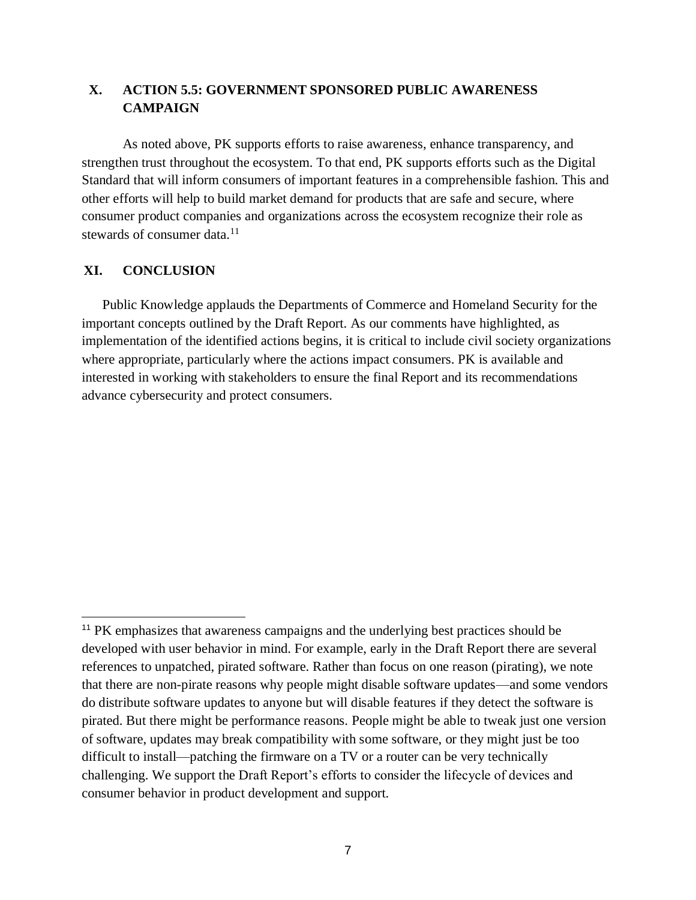## X. ACTION 5.5: GOVERNMENT SPONSORED PUBLIC AWARENESS CAMPAIGN

As noted above, PK supports efforts to raise awareness, enhance transparency, and strengthen trust throughout the ecosystem. To that end, PK supports efforts such as the Digital Standard that will inform consumers of important features in a comprehensible fashion. This and other efforts will help to build market demand for products that are safe and secure, where consumer product companies and organizations across the ecosystem recognize their role as stewards of consumer data.[11]

## XI. CONCLUSION

Public Knowledge applauds the Departments of Commerce and Homeland Security for the important concepts outlined by the Draft Report. As our comments have highlighted, as implementation of the identified actions begins, it is critical to include civil society organizations where appropriate, particularly where the actions impact consumers. PK is available and interested in working with stakeholders to ensure the final Report and its recommendations advance cybersecurity and protect consumers.

---

[11] PK emphasizes that awareness campaigns and the underlying best practices should be developed with user behavior in mind. For example, early in the Draft Report there are several references to unpatched, pirated software. Rather than focus on one reason (pirating), we note that there are non-pirate reasons why people might disable software updates—and some vendors do distribute software updates to anyone but will disable features if they detect the software is pirated. But there might be performance reasons. People might be able to tweak just one version of software, updates may break compatibility with some software, or they might just be too difficult to install—patching the firmware on a TV or a router can be very technically challenging. We support the Draft Report's efforts to consider the lifecycle of devices and consumer behavior in product development and support.